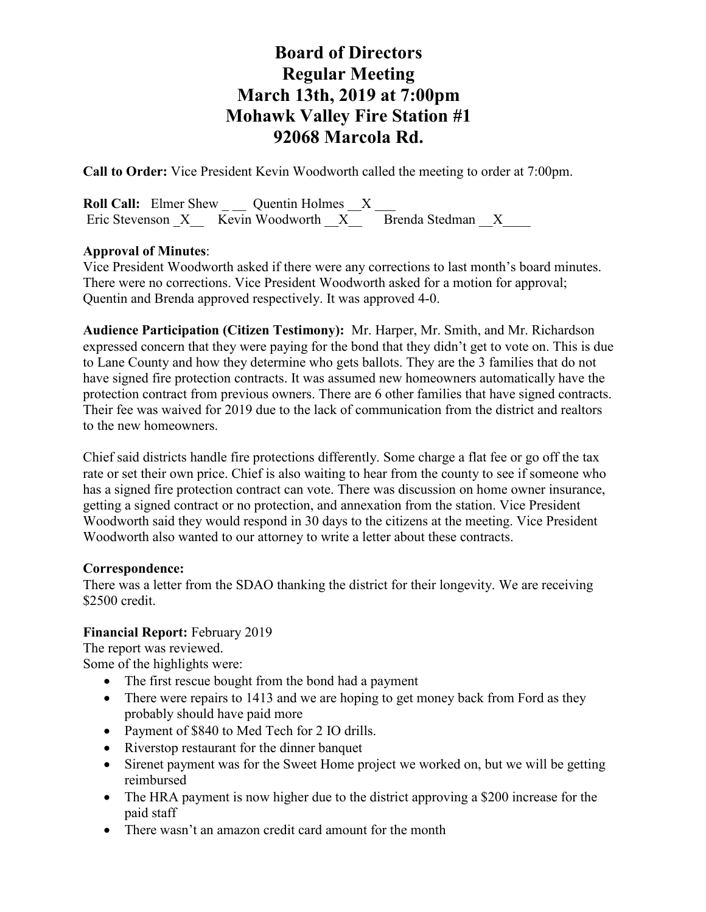# Board of Directors
# Regular Meeting
# March 13th, 2019 at 7:00pm
# Mohawk Valley Fire Station #1
# 92068 Marcola Rd.

**Call to Order:** Vice President Kevin Woodworth called the meeting to order at 7:00pm.

**Roll Call:** Elmer Shew _ __ Quentin Holmes __X ___
Eric Stevenson _X__ Kevin Woodworth __X__ Brenda Stedman __X____

**Approval of Minutes**:
Vice President Woodworth asked if there were any corrections to last month's board minutes. There were no corrections. Vice President Woodworth asked for a motion for approval; Quentin and Brenda approved respectively. It was approved 4-0.

**Audience Participation (Citizen Testimony):** Mr. Harper, Mr. Smith, and Mr. Richardson expressed concern that they were paying for the bond that they didn't get to vote on. This is due to Lane County and how they determine who gets ballots. They are the 3 families that do not have signed fire protection contracts. It was assumed new homeowners automatically have the protection contract from previous owners. There are 6 other families that have signed contracts. Their fee was waived for 2019 due to the lack of communication from the district and realtors to the new homeowners.

Chief said districts handle fire protections differently. Some charge a flat fee or go off the tax rate or set their own price. Chief is also waiting to hear from the county to see if someone who has a signed fire protection contract can vote. There was discussion on home owner insurance, getting a signed contract or no protection, and annexation from the station. Vice President Woodworth said they would respond in 30 days to the citizens at the meeting. Vice President Woodworth also wanted to our attorney to write a letter about these contracts.

**Correspondence:**
There was a letter from the SDAO thanking the district for their longevity. We are receiving $2500 credit.

**Financial Report:** February 2019
The report was reviewed.
Some of the highlights were:

- The first rescue bought from the bond had a payment
- There were repairs to 1413 and we are hoping to get money back from Ford as they probably should have paid more
- Payment of $840 to Med Tech for 2 IO drills.
- Riverstop restaurant for the dinner banquet
- Sirenet payment was for the Sweet Home project we worked on, but we will be getting reimbursed
- The HRA payment is now higher due to the district approving a $200 increase for the paid staff
- There wasn't an amazon credit card amount for the month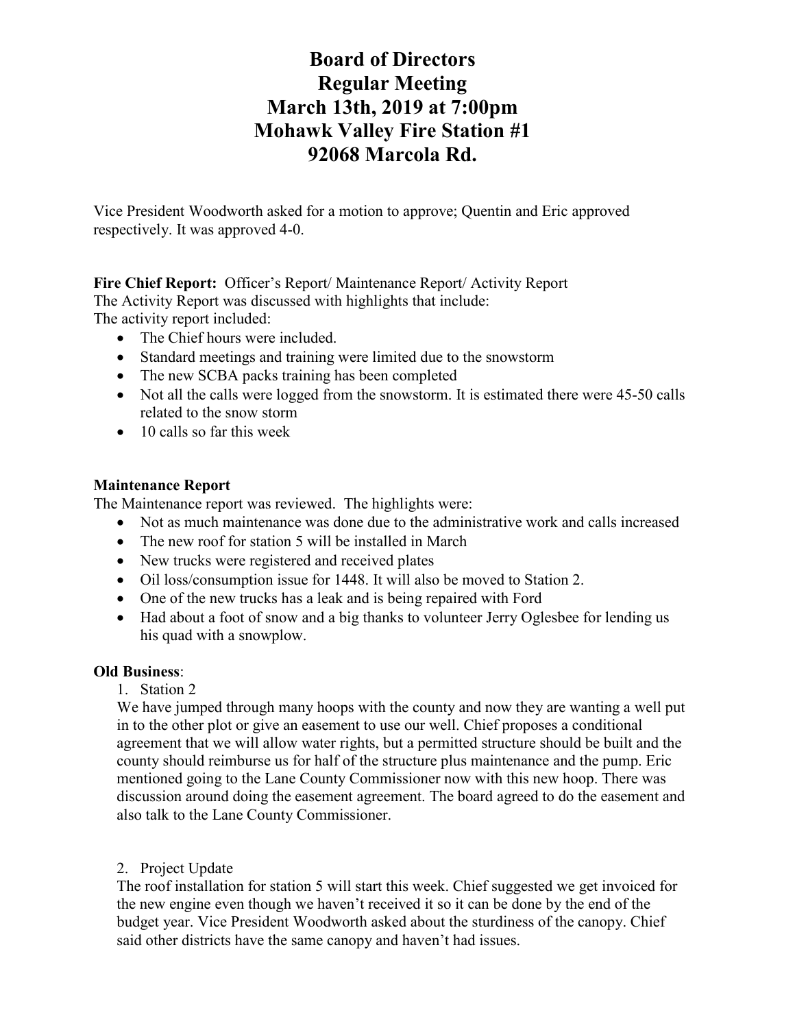# Board of Directors
# Regular Meeting
# March 13th, 2019 at 7:00pm
# Mohawk Valley Fire Station #1
# 92068 Marcola Rd.

Vice President Woodworth asked for a motion to approve; Quentin and Eric approved respectively. It was approved 4-0.

**Fire Chief Report:** Officer's Report/ Maintenance Report/ Activity Report
The Activity Report was discussed with highlights that include:
The activity report included:

- The Chief hours were included.
- Standard meetings and training were limited due to the snowstorm
- The new SCBA packs training has been completed
- Not all the calls were logged from the snowstorm. It is estimated there were 45-50 calls related to the snow storm
- 10 calls so far this week

**Maintenance Report**
The Maintenance report was reviewed. The highlights were:

- Not as much maintenance was done due to the administrative work and calls increased
- The new roof for station 5 will be installed in March
- New trucks were registered and received plates
- Oil loss/consumption issue for 1448. It will also be moved to Station 2.
- One of the new trucks has a leak and is being repaired with Ford
- Had about a foot of snow and a big thanks to volunteer Jerry Oglesbee for lending us his quad with a snowplow.

**Old Business**:

1. Station 2

We have jumped through many hoops with the county and now they are wanting a well put in to the other plot or give an easement to use our well. Chief proposes a conditional agreement that we will allow water rights, but a permitted structure should be built and the county should reimburse us for half of the structure plus maintenance and the pump. Eric mentioned going to the Lane County Commissioner now with this new hoop. There was discussion around doing the easement agreement. The board agreed to do the easement and also talk to the Lane County Commissioner.

2. Project Update

The roof installation for station 5 will start this week. Chief suggested we get invoiced for the new engine even though we haven't received it so it can be done by the end of the budget year. Vice President Woodworth asked about the sturdiness of the canopy. Chief said other districts have the same canopy and haven't had issues.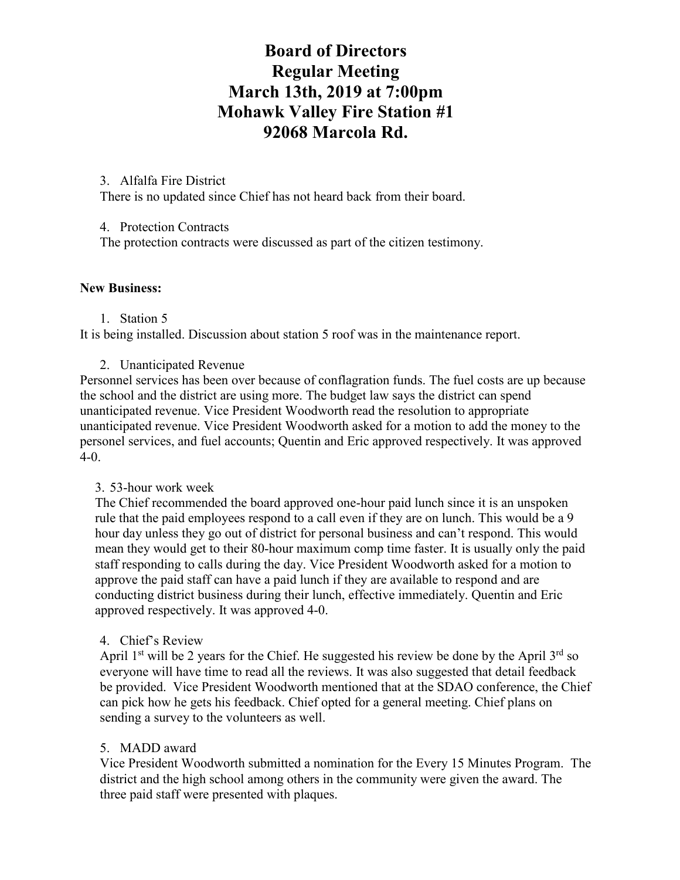# Board of Directors
# Regular Meeting
# March 13th, 2019 at 7:00pm
# Mohawk Valley Fire Station #1
# 92068 Marcola Rd.

3. Alfalfa Fire District

There is no updated since Chief has not heard back from their board.

4. Protection Contracts

The protection contracts were discussed as part of the citizen testimony.

**New Business:**

1. Station 5

It is being installed. Discussion about station 5 roof was in the maintenance report.

2. Unanticipated Revenue

Personnel services has been over because of conflagration funds. The fuel costs are up because the school and the district are using more. The budget law says the district can spend unanticipated revenue. Vice President Woodworth read the resolution to appropriate unanticipated revenue. Vice President Woodworth asked for a motion to add the money to the personel services, and fuel accounts; Quentin and Eric approved respectively. It was approved 4-0.

3. 53-hour work week

The Chief recommended the board approved one-hour paid lunch since it is an unspoken rule that the paid employees respond to a call even if they are on lunch. This would be a 9 hour day unless they go out of district for personal business and can't respond. This would mean they would get to their 80-hour maximum comp time faster. It is usually only the paid staff responding to calls during the day. Vice President Woodworth asked for a motion to approve the paid staff can have a paid lunch if they are available to respond and are conducting district business during their lunch, effective immediately. Quentin and Eric approved respectively. It was approved 4-0.

4. Chief's Review

April 1st will be 2 years for the Chief. He suggested his review be done by the April 3rd so everyone will have time to read all the reviews. It was also suggested that detail feedback be provided. Vice President Woodworth mentioned that at the SDAO conference, the Chief can pick how he gets his feedback. Chief opted for a general meeting. Chief plans on sending a survey to the volunteers as well.

5. MADD award

Vice President Woodworth submitted a nomination for the Every 15 Minutes Program. The district and the high school among others in the community were given the award. The three paid staff were presented with plaques.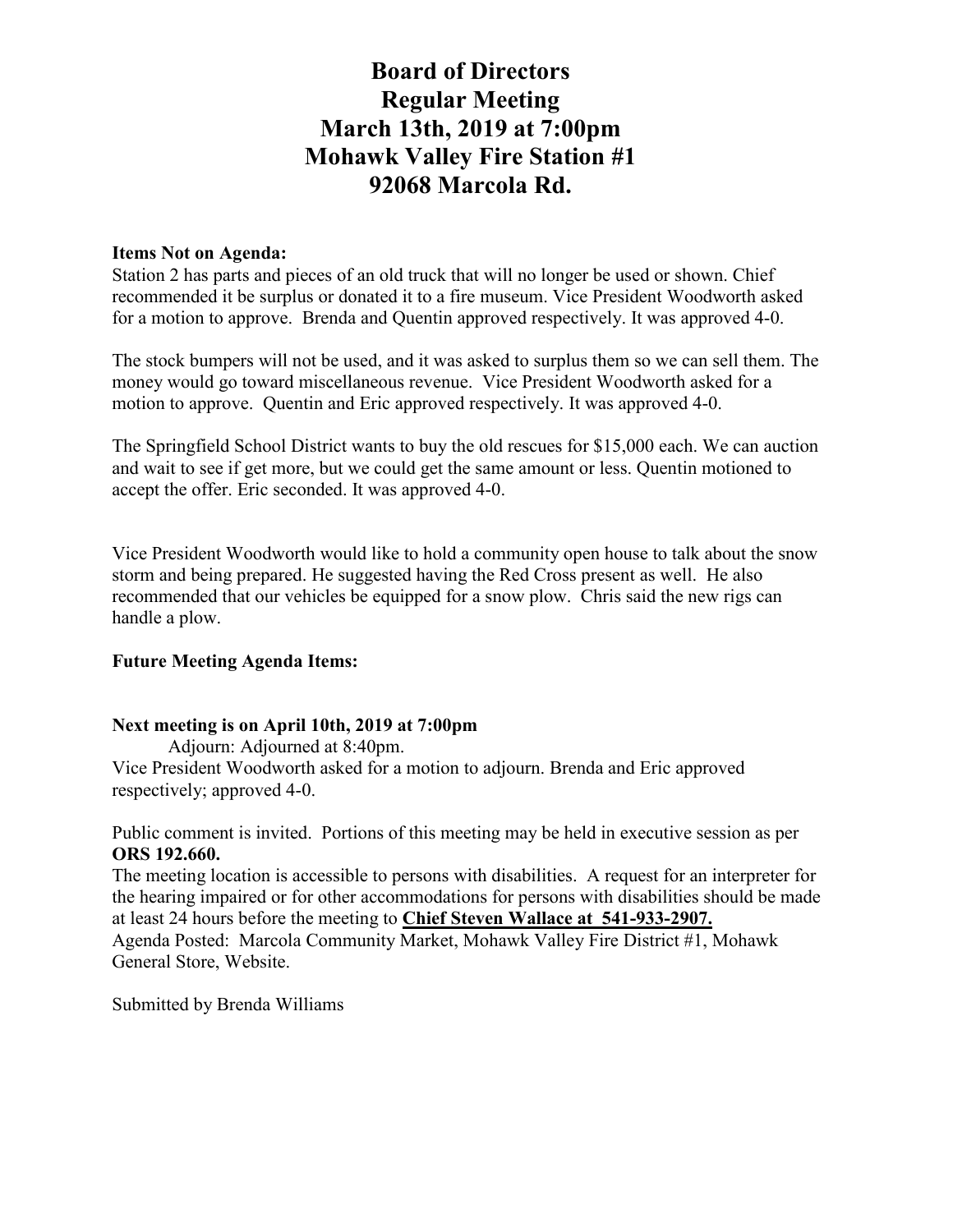# Board of Directors
# Regular Meeting
# March 13th, 2019 at 7:00pm
# Mohawk Valley Fire Station #1
# 92068 Marcola Rd.

**Items Not on Agenda:**

Station 2 has parts and pieces of an old truck that will no longer be used or shown. Chief recommended it be surplus or donated it to a fire museum. Vice President Woodworth asked for a motion to approve. Brenda and Quentin approved respectively. It was approved 4-0.

The stock bumpers will not be used, and it was asked to surplus them so we can sell them. The money would go toward miscellaneous revenue. Vice President Woodworth asked for a motion to approve. Quentin and Eric approved respectively. It was approved 4-0.

The Springfield School District wants to buy the old rescues for $15,000 each. We can auction and wait to see if get more, but we could get the same amount or less. Quentin motioned to accept the offer. Eric seconded. It was approved 4-0.

Vice President Woodworth would like to hold a community open house to talk about the snow storm and being prepared. He suggested having the Red Cross present as well. He also recommended that our vehicles be equipped for a snow plow. Chris said the new rigs can handle a plow.

**Future Meeting Agenda Items:**

**Next meeting is on April 10th, 2019 at 7:00pm**

Adjourn: Adjourned at 8:40pm.

Vice President Woodworth asked for a motion to adjourn. Brenda and Eric approved respectively; approved 4-0.

Public comment is invited. Portions of this meeting may be held in executive session as per **ORS 192.660.**

The meeting location is accessible to persons with disabilities. A request for an interpreter for the hearing impaired or for other accommodations for persons with disabilities should be made at least 24 hours before the meeting to **Chief Steven Wallace at 541-933-2907.**

Agenda Posted: Marcola Community Market, Mohawk Valley Fire District #1, Mohawk General Store, Website.

Submitted by Brenda Williams